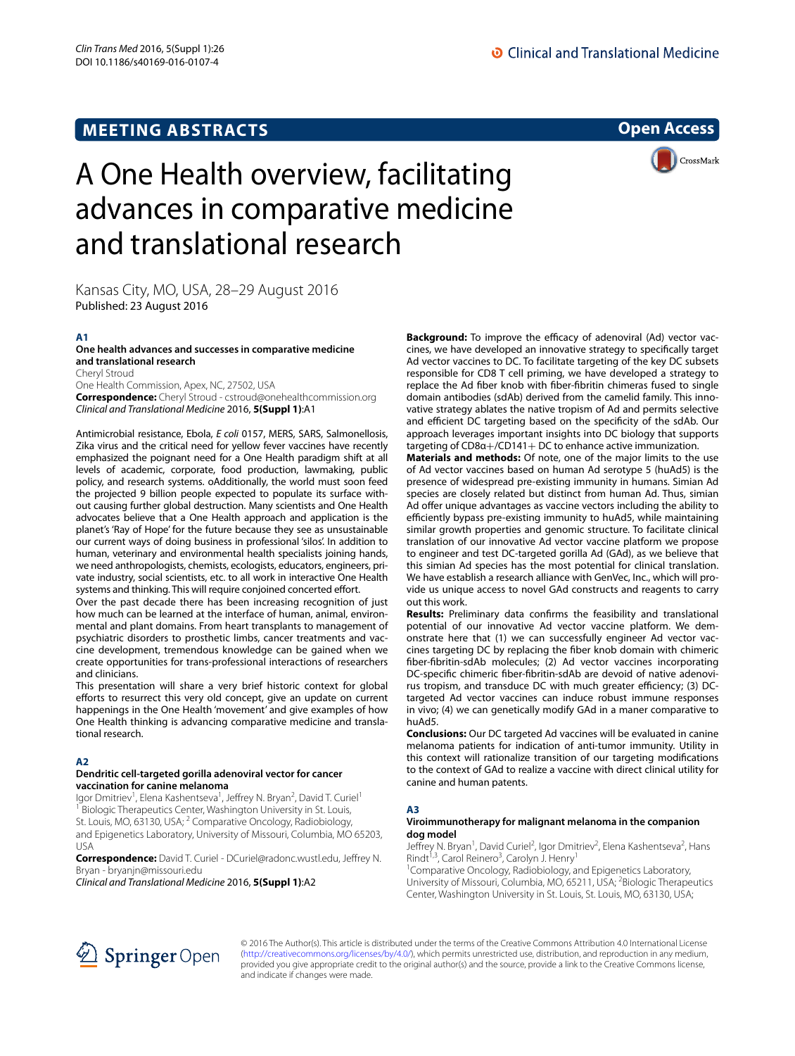**MEETING ABSTRACTS**

**Open Access**

# A One Health overview, facilitating advances in comparative medicine and translational research

Kansas City, MO, USA, 28–29 August 2016

Published: 23 August 2016

## A1

### One health advances and successes in comparative medicine and translational research

Cheryl Stroud

One Health Commission, Apex, NC, 27502, USA

**Correspondence:** Cheryl Stroud - cstroud@onehealthcommission.org

*Clinical and Translational Medicine* 2016, **5(Suppl 1)**:A1

Antimicrobial resistance, Ebola, *E coli* 0157, MERS, SARS, Salmonellosis, Zika virus and the critical need for yellow fever vaccines have recently emphasized the poignant need for a One Health paradigm shift at all levels of academic, corporate, food production, lawmaking, public policy, and research systems. oAdditionally, the world must soon feed the projected 9 billion people expected to populate its surface without causing further global destruction. Many scientists and One Health advocates believe that a One Health approach and application is the planet's 'Ray of Hope' for the future because they see as unsustainable our current ways of doing business in professional 'silos'. In addition to human, veterinary and environmental health specialists joining hands, we need anthropologists, chemists, ecologists, educators, engineers, private industry, social scientists, etc. to all work in interactive One Health systems and thinking. This will require conjoined concerted effort.

Over the past decade there has been increasing recognition of just how much can be learned at the interface of human, animal, environmental and plant domains. From heart transplants to management of psychiatric disorders to prosthetic limbs, cancer treatments and vaccine development, tremendous knowledge can be gained when we create opportunities for trans-professional interactions of researchers and clinicians.

This presentation will share a very brief historic context for global efforts to resurrect this very old concept, give an update on current happenings in the One Health 'movement' and give examples of how One Health thinking is advancing comparative medicine and translational research.

## A2

### Dendritic cell-targeted gorilla adenoviral vector for cancer vaccination for canine melanoma

Igor Dmitriev[1], Elena Kashentseva[1], Jeffrey N. Bryan[2], David T. Curiel[1]

[1] Biologic Therapeutics Center, Washington University in St. Louis, St. Louis, MO, 63130, USA; [2] Comparative Oncology, Radiobiology, and Epigenetics Laboratory, University of Missouri, Columbia, MO 65203, USA

**Correspondence:** David T. Curiel - DCuriel@radonc.wustl.edu, Jeffrey N. Bryan - bryanjn@missouri.edu

*Clinical and Translational Medicine* 2016, **5(Suppl 1)**:A2

**Background:** To improve the efficacy of adenoviral (Ad) vector vaccines, we have developed an innovative strategy to specifically target Ad vector vaccines to DC. To facilitate targeting of the key DC subsets responsible for CD8 T cell priming, we have developed a strategy to replace the Ad fiber knob with fiber-fibritin chimeras fused to single domain antibodies (sdAb) derived from the camelid family. This innovative strategy ablates the native tropism of Ad and permits selective and efficient DC targeting based on the specificity of the sdAb. Our approach leverages important insights into DC biology that supports targeting of CD8α+/CD141+ DC to enhance active immunization.

**Materials and methods:** Of note, one of the major limits to the use of Ad vector vaccines based on human Ad serotype 5 (huAd5) is the presence of widespread pre-existing immunity in humans. Simian Ad species are closely related but distinct from human Ad. Thus, simian Ad offer unique advantages as vaccine vectors including the ability to efficiently bypass pre-existing immunity to huAd5, while maintaining similar growth properties and genomic structure. To facilitate clinical translation of our innovative Ad vector vaccine platform we propose to engineer and test DC-targeted gorilla Ad (GAd), as we believe that this simian Ad species has the most potential for clinical translation. We have establish a research alliance with GenVec, Inc., which will provide us unique access to novel GAd constructs and reagents to carry out this work.

**Results:** Preliminary data confirms the feasibility and translational potential of our innovative Ad vector vaccine platform. We demonstrate here that (1) we can successfully engineer Ad vector vaccines targeting DC by replacing the fiber knob domain with chimeric fiber-fibritin-sdAb molecules; (2) Ad vector vaccines incorporating DC-specific chimeric fiber-fibritin-sdAb are devoid of native adenovirus tropism, and transduce DC with much greater efficiency; (3) DC-targeted Ad vector vaccines can induce robust immune responses in vivo; (4) we can genetically modify GAd in a maner comparative to huAd5.

**Conclusions:** Our DC targeted Ad vaccines will be evaluated in canine melanoma patients for indication of anti-tumor immunity. Utility in this context will rationalize transition of our targeting modifications to the context of GAd to realize a vaccine with direct clinical utility for canine and human patents.

## A3

### Viroimmunotherapy for malignant melanoma in the companion dog model

Jeffrey N. Bryan[1], David Curiel[2], Igor Dmitriev[2], Elena Kashentseva[2], Hans Rindt[1,3], Carol Reinero[3], Carolyn J. Henry[1]

[1]Comparative Oncology, Radiobiology, and Epigenetics Laboratory, University of Missouri, Columbia, MO, 65211, USA; [2]Biologic Therapeutics Center, Washington University in St. Louis, St. Louis, MO, 63130, USA;

© 2016 The Author(s). This article is distributed under the terms of the Creative Commons Attribution 4.0 International License (http://creativecommons.org/licenses/by/4.0/), which permits unrestricted use, distribution, and reproduction in any medium, provided you give appropriate credit to the original author(s) and the source, provide a link to the Creative Commons license, and indicate if changes were made.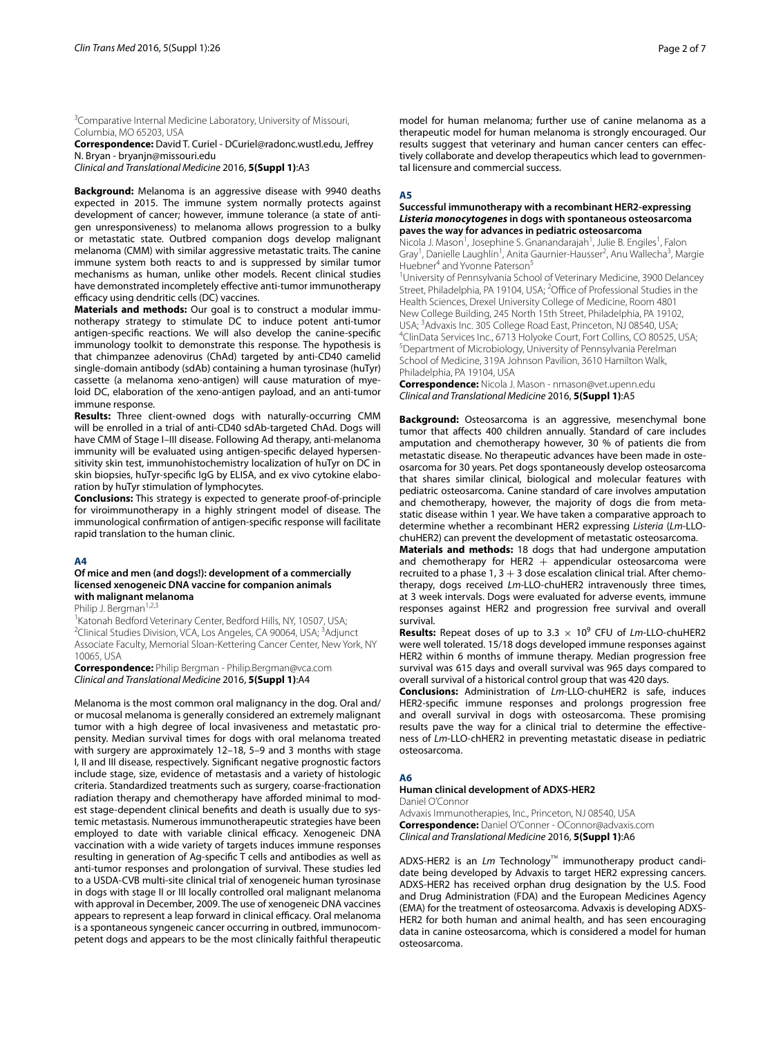[3]Comparative Internal Medicine Laboratory, University of Missouri, Columbia, MO 65203, USA

**Correspondence:** David T. Curiel - DCuriel@radonc.wustl.edu, Jeffrey N. Bryan - bryanjn@missouri.edu

*Clinical and Translational Medicine* 2016, **5(Suppl 1)**:A3

**Background:** Melanoma is an aggressive disease with 9940 deaths expected in 2015. The immune system normally protects against development of cancer; however, immune tolerance (a state of antigen unresponsiveness) to melanoma allows progression to a bulky or metastatic state. Outbred companion dogs develop malignant melanoma (CMM) with similar aggressive metastatic traits. The canine immune system both reacts to and is suppressed by similar tumor mechanisms as human, unlike other models. Recent clinical studies have demonstrated incompletely effective anti-tumor immunotherapy efficacy using dendritic cells (DC) vaccines.

**Materials and methods:** Our goal is to construct a modular immunotherapy strategy to stimulate DC to induce potent anti-tumor antigen-specific reactions. We will also develop the canine-specific immunology toolkit to demonstrate this response. The hypothesis is that chimpanzee adenovirus (ChAd) targeted by anti-CD40 camelid single-domain antibody (sdAb) containing a human tyrosinase (huTyr) cassette (a melanoma xeno-antigen) will cause maturation of myeloid DC, elaboration of the xeno-antigen payload, and an anti-tumor immune response.

**Results:** Three client-owned dogs with naturally-occurring CMM will be enrolled in a trial of anti-CD40 sdAb-targeted ChAd. Dogs will have CMM of Stage I–III disease. Following Ad therapy, anti-melanoma immunity will be evaluated using antigen-specific delayed hypersensitivity skin test, immunohistochemistry localization of huTyr on DC in skin biopsies, huTyr-specific IgG by ELISA, and ex vivo cytokine elaboration by huTyr stimulation of lymphocytes.

**Conclusions:** This strategy is expected to generate proof-of-principle for viroimmunotherapy in a highly stringent model of disease. The immunological confirmation of antigen-specific response will facilitate rapid translation to the human clinic.

## A4

### Of mice and men (and dogs!): development of a commercially licensed xenogeneic DNA vaccine for companion animals with malignant melanoma

Philip J. Bergman[1,2,3]

[1]Katonah Bedford Veterinary Center, Bedford Hills, NY, 10507, USA; [2]Clinical Studies Division, VCA, Los Angeles, CA 90064, USA; [3]Adjunct Associate Faculty, Memorial Sloan-Kettering Cancer Center, New York, NY 10065, USA

**Correspondence:** Philip Bergman - Philip.Bergman@vca.com

*Clinical and Translational Medicine* 2016, **5(Suppl 1)**:A4

Melanoma is the most common oral malignancy in the dog. Oral and/or mucosal melanoma is generally considered an extremely malignant tumor with a high degree of local invasiveness and metastatic propensity. Median survival times for dogs with oral melanoma treated with surgery are approximately 12–18, 5–9 and 3 months with stage I, II and III disease, respectively. Significant negative prognostic factors include stage, size, evidence of metastasis and a variety of histologic criteria. Standardized treatments such as surgery, coarse-fractionation radiation therapy and chemotherapy have afforded minimal to modest stage-dependent clinical benefits and death is usually due to systemic metastasis. Numerous immunotherapeutic strategies have been employed to date with variable clinical efficacy. Xenogeneic DNA vaccination with a wide variety of targets induces immune responses resulting in generation of Ag-specific T cells and antibodies as well as anti-tumor responses and prolongation of survival. These studies led to a USDA-CVB multi-site clinical trial of xenogeneic human tyrosinase in dogs with stage II or III locally controlled oral malignant melanoma with approval in December, 2009. The use of xenogeneic DNA vaccines appears to represent a leap forward in clinical efficacy. Oral melanoma is a spontaneous syngeneic cancer occurring in outbred, immunocompetent dogs and appears to be the most clinically faithful therapeutic model for human melanoma; further use of canine melanoma as a therapeutic model for human melanoma is strongly encouraged. Our results suggest that veterinary and human cancer centers can effectively collaborate and develop therapeutics which lead to governmental licensure and commercial success.

## A5

### Successful immunotherapy with a recombinant HER2-expressing *Listeria monocytogenes* in dogs with spontaneous osteosarcoma paves the way for advances in pediatric osteosarcoma

Nicola J. Mason[1], Josephine S. Gnanandarajah[1], Julie B. Engiles[1], Falon Gray[1], Danielle Laughlin[1], Anita Gaurnier-Hausser[2], Anu Wallecha[3], Margie Huebner[4] and Yvonne Paterson[5]

[1]University of Pennsylvania School of Veterinary Medicine, 3900 Delancey Street, Philadelphia, PA 19104, USA; [2]Office of Professional Studies in the Health Sciences, Drexel University College of Medicine, Room 4801 New College Building, 245 North 15th Street, Philadelphia, PA 19102, USA; [3]Advaxis Inc. 305 College Road East, Princeton, NJ 08540, USA; [4]ClinData Services Inc., 6713 Holyoke Court, Fort Collins, CO 80525, USA; [5]Department of Microbiology, University of Pennsylvania Perelman School of Medicine, 319A Johnson Pavilion, 3610 Hamilton Walk, Philadelphia, PA 19104, USA

**Correspondence:** Nicola J. Mason - nmason@vet.upenn.edu

*Clinical and Translational Medicine* 2016, **5(Suppl 1)**:A5

**Background:** Osteosarcoma is an aggressive, mesenchymal bone tumor that affects 400 children annually. Standard of care includes amputation and chemotherapy however, 30 % of patients die from metastatic disease. No therapeutic advances have been made in osteosarcoma for 30 years. Pet dogs spontaneously develop osteosarcoma that shares similar clinical, biological and molecular features with pediatric osteosarcoma. Canine standard of care involves amputation and chemotherapy, however, the majority of dogs die from metastatic disease within 1 year. We have taken a comparative approach to determine whether a recombinant HER2 expressing *Listeria* (*Lm*-LLO-chuHER2) can prevent the development of metastatic osteosarcoma.

**Materials and methods:** 18 dogs that had undergone amputation and chemotherapy for HER2 + appendicular osteosarcoma were recruited to a phase 1, 3 + 3 dose escalation clinical trial. After chemotherapy, dogs received *Lm*-LLO-chuHER2 intravenously three times, at 3 week intervals. Dogs were evaluated for adverse events, immune responses against HER2 and progression free survival and overall survival.

**Results:** Repeat doses of up to $3.3 \times 10^9$ CFU of *Lm*-LLO-chuHER2 were well tolerated. 15/18 dogs developed immune responses against HER2 within 6 months of immune therapy. Median progression free survival was 615 days and overall survival was 965 days compared to overall survival of a historical control group that was 420 days.

**Conclusions:** Administration of *Lm*-LLO-chuHER2 is safe, induces HER2-specific immune responses and prolongs progression free and overall survival in dogs with osteosarcoma. These promising results pave the way for a clinical trial to determine the effectiveness of *Lm*-LLO-chHER2 in preventing metastatic disease in pediatric osteosarcoma.

## A6

### Human clinical development of ADXS-HER2

Daniel O'Connor

Advaxis Immunotherapies, Inc., Princeton, NJ 08540, USA

**Correspondence:** Daniel O'Conner - OConnor@advaxis.com

*Clinical and Translational Medicine* 2016, **5(Suppl 1)**:A6

ADXS-HER2 is an *Lm* Technology™ immunotherapy product candidate being developed by Advaxis to target HER2 expressing cancers. ADXS-HER2 has received orphan drug designation by the U.S. Food and Drug Administration (FDA) and the European Medicines Agency (EMA) for the treatment of osteosarcoma. Advaxis is developing ADXS-HER2 for both human and animal health, and has seen encouraging data in canine osteosarcoma, which is considered a model for human osteosarcoma.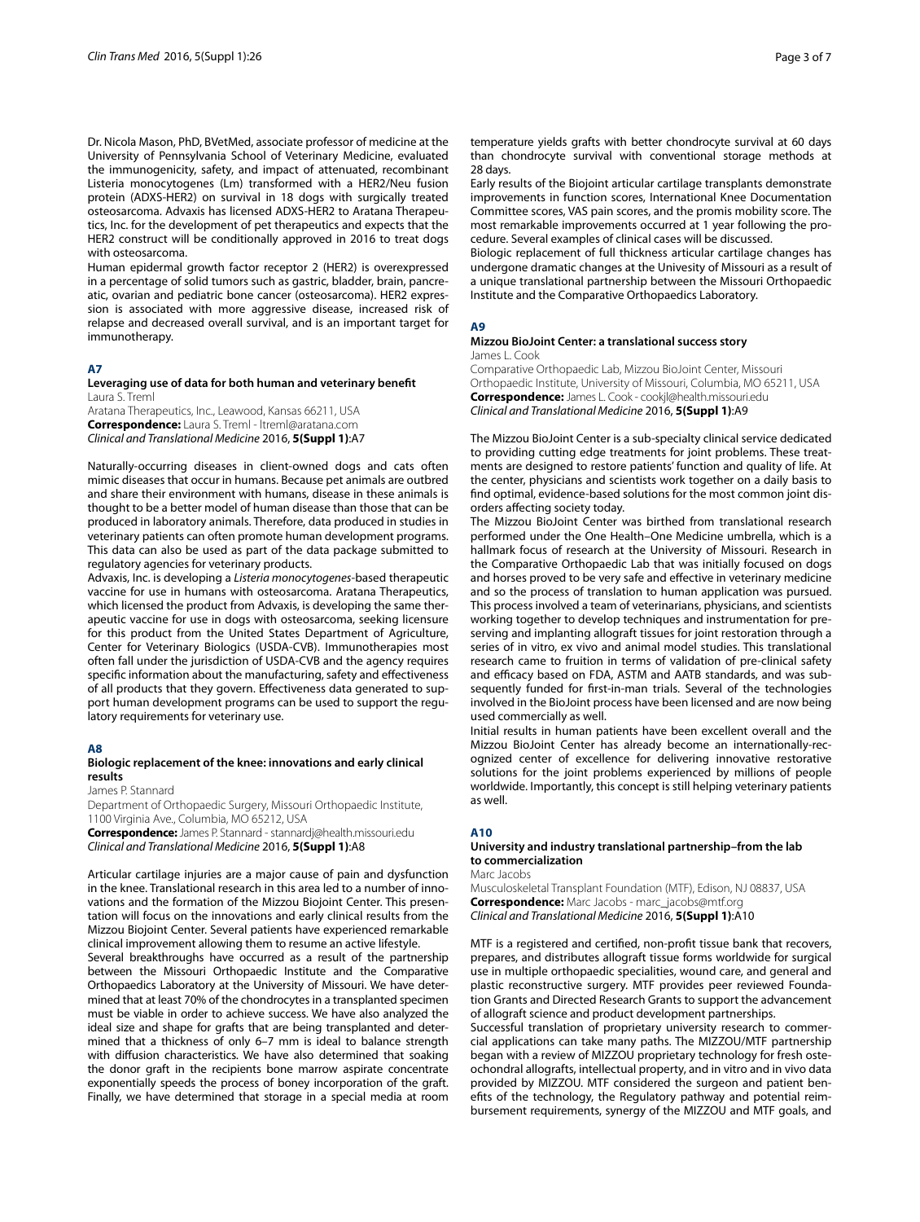Dr. Nicola Mason, PhD, BVetMed, associate professor of medicine at the University of Pennsylvania School of Veterinary Medicine, evaluated the immunogenicity, safety, and impact of attenuated, recombinant Listeria monocytogenes (Lm) transformed with a HER2/Neu fusion protein (ADXS-HER2) on survival in 18 dogs with surgically treated osteosarcoma. Advaxis has licensed ADXS-HER2 to Aratana Therapeutics, Inc. for the development of pet therapeutics and expects that the HER2 construct will be conditionally approved in 2016 to treat dogs with osteosarcoma.

Human epidermal growth factor receptor 2 (HER2) is overexpressed in a percentage of solid tumors such as gastric, bladder, brain, pancreatic, ovarian and pediatric bone cancer (osteosarcoma). HER2 expression is associated with more aggressive disease, increased risk of relapse and decreased overall survival, and is an important target for immunotherapy.

## A7

### Leveraging use of data for both human and veterinary benefit

Laura S. Treml

Aratana Therapeutics, Inc., Leawood, Kansas 66211, USA
**Correspondence:** Laura S. Treml - ltreml@aratana.com
*Clinical and Translational Medicine* 2016, **5(Suppl 1)**:A7

Naturally-occurring diseases in client-owned dogs and cats often mimic diseases that occur in humans. Because pet animals are outbred and share their environment with humans, disease in these animals is thought to be a better model of human disease than those that can be produced in laboratory animals. Therefore, data produced in studies in veterinary patients can often promote human development programs. This data can also be used as part of the data package submitted to regulatory agencies for veterinary products.

Advaxis, Inc. is developing a *Listeria monocytogenes*-based therapeutic vaccine for use in humans with osteosarcoma. Aratana Therapeutics, which licensed the product from Advaxis, is developing the same therapeutic vaccine for use in dogs with osteosarcoma, seeking licensure for this product from the United States Department of Agriculture, Center for Veterinary Biologics (USDA-CVB). Immunotherapies most often fall under the jurisdiction of USDA-CVB and the agency requires specific information about the manufacturing, safety and effectiveness of all products that they govern. Effectiveness data generated to support human development programs can be used to support the regulatory requirements for veterinary use.

## A8

### Biologic replacement of the knee: innovations and early clinical results

James P. Stannard

Department of Orthopaedic Surgery, Missouri Orthopaedic Institute, 1100 Virginia Ave., Columbia, MO 65212, USA
**Correspondence:** James P. Stannard - stannardj@health.missouri.edu
*Clinical and Translational Medicine* 2016, **5(Suppl 1)**:A8

Articular cartilage injuries are a major cause of pain and dysfunction in the knee. Translational research in this area led to a number of innovations and the formation of the Mizzou Biojoint Center. This presentation will focus on the innovations and early clinical results from the Mizzou Biojoint Center. Several patients have experienced remarkable clinical improvement allowing them to resume an active lifestyle.

Several breakthroughs have occurred as a result of the partnership between the Missouri Orthopaedic Institute and the Comparative Orthopaedics Laboratory at the University of Missouri. We have determined that at least 70% of the chondrocytes in a transplanted specimen must be viable in order to achieve success. We have also analyzed the ideal size and shape for grafts that are being transplanted and determined that a thickness of only 6–7 mm is ideal to balance strength with diffusion characteristics. We have also determined that soaking the donor graft in the recipients bone marrow aspirate concentrate exponentially speeds the process of boney incorporation of the graft. Finally, we have determined that storage in a special media at room temperature yields grafts with better chondrocyte survival at 60 days than chondrocyte survival with conventional storage methods at 28 days.

Early results of the Biojoint articular cartilage transplants demonstrate improvements in function scores, International Knee Documentation Committee scores, VAS pain scores, and the promis mobility score. The most remarkable improvements occurred at 1 year following the procedure. Several examples of clinical cases will be discussed.

Biologic replacement of full thickness articular cartilage changes has undergone dramatic changes at the Univesity of Missouri as a result of a unique translational partnership between the Missouri Orthopaedic Institute and the Comparative Orthopaedics Laboratory.

## A9

### Mizzou BioJoint Center: a translational success story

James L. Cook

Comparative Orthopaedic Lab, Mizzou BioJoint Center, Missouri Orthopaedic Institute, University of Missouri, Columbia, MO 65211, USA
**Correspondence:** James L. Cook - cookjl@health.missouri.edu
*Clinical and Translational Medicine* 2016, **5(Suppl 1)**:A9

The Mizzou BioJoint Center is a sub-specialty clinical service dedicated to providing cutting edge treatments for joint problems. These treatments are designed to restore patients' function and quality of life. At the center, physicians and scientists work together on a daily basis to find optimal, evidence-based solutions for the most common joint disorders affecting society today.

The Mizzou BioJoint Center was birthed from translational research performed under the One Health–One Medicine umbrella, which is a hallmark focus of research at the University of Missouri. Research in the Comparative Orthopaedic Lab that was initially focused on dogs and horses proved to be very safe and effective in veterinary medicine and so the process of translation to human application was pursued. This process involved a team of veterinarians, physicians, and scientists working together to develop techniques and instrumentation for preserving and implanting allograft tissues for joint restoration through a series of in vitro, ex vivo and animal model studies. This translational research came to fruition in terms of validation of pre-clinical safety and efficacy based on FDA, ASTM and AATB standards, and was subsequently funded for first-in-man trials. Several of the technologies involved in the BioJoint process have been licensed and are now being used commercially as well.

Initial results in human patients have been excellent overall and the Mizzou BioJoint Center has already become an internationally-recognized center of excellence for delivering innovative restorative solutions for the joint problems experienced by millions of people worldwide. Importantly, this concept is still helping veterinary patients as well.

## A10

### University and industry translational partnership–from the lab to commercialization

Marc Jacobs

Musculoskeletal Transplant Foundation (MTF), Edison, NJ 08837, USA
**Correspondence:** Marc Jacobs - marc_jacobs@mtf.org
*Clinical and Translational Medicine* 2016, **5(Suppl 1)**:A10

MTF is a registered and certified, non-profit tissue bank that recovers, prepares, and distributes allograft tissue forms worldwide for surgical use in multiple orthopaedic specialities, wound care, and general and plastic reconstructive surgery. MTF provides peer reviewed Foundation Grants and Directed Research Grants to support the advancement of allograft science and product development partnerships.

Successful translation of proprietary university research to commercial applications can take many paths. The MIZZOU/MTF partnership began with a review of MIZZOU proprietary technology for fresh osteochondral allografts, intellectual property, and in vitro and in vivo data provided by MIZZOU. MTF considered the surgeon and patient benefits of the technology, the Regulatory pathway and potential reimbursement requirements, synergy of the MIZZOU and MTF goals, and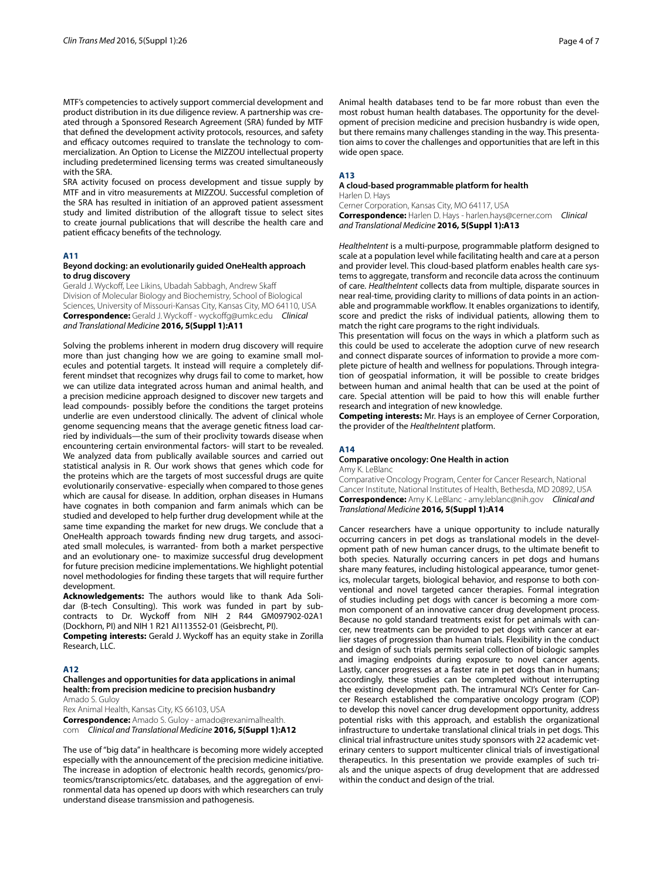MTF's competencies to actively support commercial development and product distribution in its due diligence review. A partnership was created through a Sponsored Research Agreement (SRA) funded by MTF that defined the development activity protocols, resources, and safety and efficacy outcomes required to translate the technology to commercialization. An Option to License the MIZZOU intellectual property including predetermined licensing terms was created simultaneously with the SRA.

SRA activity focused on process development and tissue supply by MTF and in vitro measurements at MIZZOU. Successful completion of the SRA has resulted in initiation of an approved patient assessment study and limited distribution of the allograft tissue to select sites to create journal publications that will describe the health care and patient efficacy benefits of the technology.

## A11

### Beyond docking: an evolutionarily guided OneHealth approach to drug discovery

Gerald J. Wyckoff, Lee Likins, Ubadah Sabbagh, Andrew Skaff
Division of Molecular Biology and Biochemistry, School of Biological Sciences, University of Missouri-Kansas City, Kansas City, MO 64110, USA
**Correspondence:** Gerald J. Wyckoff - wyckoffg@umkc.edu *Clinical and Translational Medicine* **2016, 5(Suppl 1):A11**

Solving the problems inherent in modern drug discovery will require more than just changing how we are going to examine small molecules and potential targets. It instead will require a completely different mindset that recognizes why drugs fail to come to market, how we can utilize data integrated across human and animal health, and a precision medicine approach designed to discover new targets and lead compounds- possibly before the conditions the target proteins underlie are even understood clinically. The advent of clinical whole genome sequencing means that the average genetic fitness load carried by individuals—the sum of their proclivity towards disease when encountering certain environmental factors- will start to be revealed. We analyzed data from publically available sources and carried out statistical analysis in R. Our work shows that genes which code for the proteins which are the targets of most successful drugs are quite evolutionarily conservative- especially when compared to those genes which are causal for disease. In addition, orphan diseases in Humans have cognates in both companion and farm animals which can be studied and developed to help further drug development while at the same time expanding the market for new drugs. We conclude that a OneHealth approach towards finding new drug targets, and associated small molecules, is warranted- from both a market perspective and an evolutionary one- to maximize successful drug development for future precision medicine implementations. We highlight potential novel methodologies for finding these targets that will require further development.

**Acknowledgements:** The authors would like to thank Ada Solidar (B-tech Consulting). This work was funded in part by subcontracts to Dr. Wyckoff from NIH 2 R44 GM097902-02A1 (Dockhorn, PI) and NIH 1 R21 AI113552-01 (Geisbrecht, PI).

**Competing interests:** Gerald J. Wyckoff has an equity stake in Zorilla Research, LLC.

## A12

### Challenges and opportunities for data applications in animal health: from precision medicine to precision husbandry

Amado S. Guloy
Rex Animal Health, Kansas City, KS 66103, USA
**Correspondence:** Amado S. Guloy - amado@rexanimalhealth.com *Clinical and Translational Medicine* **2016, 5(Suppl 1):A12**

The use of "big data" in healthcare is becoming more widely accepted especially with the announcement of the precision medicine initiative. The increase in adoption of electronic health records, genomics/proteomics/transcriptomics/etc. databases, and the aggregation of environmental data has opened up doors with which researchers can truly understand disease transmission and pathogenesis.

Animal health databases tend to be far more robust than even the most robust human health databases. The opportunity for the development of precision medicine and precision husbandry is wide open, but there remains many challenges standing in the way. This presentation aims to cover the challenges and opportunities that are left in this wide open space.

## A13

### A cloud-based programmable platform for health

Harlen D. Hays
Cerner Corporation, Kansas City, MO 64117, USA
**Correspondence:** Harlen D. Hays - harlen.hays@cerner.com *Clinical and Translational Medicine* **2016, 5(Suppl 1):A13**

*HealtheIntent* is a multi-purpose, programmable platform designed to scale at a population level while facilitating health and care at a person and provider level. This cloud-based platform enables health care systems to aggregate, transform and reconcile data across the continuum of care. *HealtheIntent* collects data from multiple, disparate sources in near real-time, providing clarity to millions of data points in an actionable and programmable workflow. It enables organizations to identify, score and predict the risks of individual patients, allowing them to match the right care programs to the right individuals.

This presentation will focus on the ways in which a platform such as this could be used to accelerate the adoption curve of new research and connect disparate sources of information to provide a more complete picture of health and wellness for populations. Through integration of geospatial information, it will be possible to create bridges between human and animal health that can be used at the point of care. Special attention will be paid to how this will enable further research and integration of new knowledge.

**Competing interests:** Mr. Hays is an employee of Cerner Corporation, the provider of the *HealtheIntent* platform.

## A14

### Comparative oncology: One Health in action

Amy K. LeBlanc
Comparative Oncology Program, Center for Cancer Research, National Cancer Institute, National Institutes of Health, Bethesda, MD 20892, USA
**Correspondence:** Amy K. LeBlanc - amy.leblanc@nih.gov *Clinical and Translational Medicine* **2016, 5(Suppl 1):A14**

Cancer researchers have a unique opportunity to include naturally occurring cancers in pet dogs as translational models in the development path of new human cancer drugs, to the ultimate benefit to both species. Naturally occurring cancers in pet dogs and humans share many features, including histological appearance, tumor genetics, molecular targets, biological behavior, and response to both conventional and novel targeted cancer therapies. Formal integration of studies including pet dogs with cancer is becoming a more common component of an innovative cancer drug development process. Because no gold standard treatments exist for pet animals with cancer, new treatments can be provided to pet dogs with cancer at earlier stages of progression than human trials. Flexibility in the conduct and design of such trials permits serial collection of biologic samples and imaging endpoints during exposure to novel cancer agents. Lastly, cancer progresses at a faster rate in pet dogs than in humans; accordingly, these studies can be completed without interrupting the existing development path. The intramural NCI's Center for Cancer Research established the comparative oncology program (COP) to develop this novel cancer drug development opportunity, address potential risks with this approach, and establish the organizational infrastructure to undertake translational clinical trials in pet dogs. This clinical trial infrastructure unites study sponsors with 22 academic veterinary centers to support multicenter clinical trials of investigational therapeutics. In this presentation we provide examples of such trials and the unique aspects of drug development that are addressed within the conduct and design of the trial.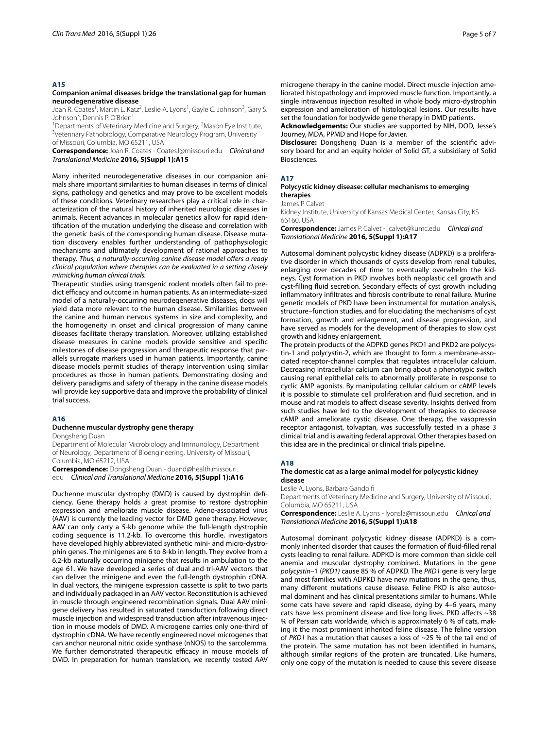## A15

### Companion animal diseases bridge the translational gap for human neurodegenerative disease

Joan R. Coates[1], Martin L. Katz[2], Leslie A. Lyons[1], Gayle C. Johnson[3], Gary S. Johnson[3], Dennis P. O'Brien[1]

[1]Departments of Veterinary Medicine and Surgery, [2]Mason Eye Institute, [3]Veterinary Pathobiology, Comparative Neurology Program, University of Missouri, Columbia, MO 65211, USA

**Correspondence:** Joan R. Coates - CoatesJ@missouri.edu *Clinical and Translational Medicine* **2016, 5(Suppl 1):A15**

Many inherited neurodegenerative diseases in our companion animals share important similarities to human diseases in terms of clinical signs, pathology and genetics and may prove to be excellent models of these conditions. Veterinary researchers play a critical role in characterization of the natural history of inherited neurologic diseases in animals. Recent advances in molecular genetics allow for rapid identification of the mutation underlying the disease and correlation with the genetic basis of the corresponding human disease. Disease mutation discovery enables further understanding of pathophysiologic mechanisms and ultimately development of rational approaches to therapy. *Thus, a naturally-occurring canine disease model offers a ready clinical population where therapies can be evaluated in a setting closely mimicking human clinical trials.*

Therapeutic studies using transgenic rodent models often fail to predict efficacy and outcome in human patients. As an intermediate-sized model of a naturally-occurring neurodegenerative diseases, dogs will yield data more relevant to the human disease. Similarities between the canine and human nervous systems in size and complexity, and the homogeneity in onset and clinical progression of many canine diseases facilitate therapy translation. Moreover, utilizing established disease measures in canine models provide sensitive and specific milestones of disease progression and therapeutic response that parallels surrogate markers used in human patients. Importantly, canine disease models permit studies of therapy intervention using similar procedures as those in human patients. Demonstrating dosing and delivery paradigms and safety of therapy in the canine disease models will provide key supportive data and improve the probability of clinical trial success.

## A16

### Duchenne muscular dystrophy gene therapy

Dongsheng Duan

Department of Molecular Microbiology and Immunology, Department of Neurology, Department of Bioengineering, University of Missouri, Columbia, MO 65212, USA

**Correspondence:** Dongsheng Duan - duand@health.missouri.edu *Clinical and Translational Medicine* **2016, 5(Suppl 1):A16**

Duchenne muscular dystrophy (DMD) is caused by dystrophin deficiency. Gene therapy holds a great promise to restore dystrophin expression and ameliorate muscle disease. Adeno-associated virus (AAV) is currently the leading vector for DMD gene therapy. However, AAV can only carry a 5-kb genome while the full-length dystrophin coding sequence is 11.2-kb. To overcome this hurdle, investigators have developed highly abbreviated synthetic mini- and micro-dystrophin genes. The minigenes are 6 to 8-kb in length. They evolve from a 6.2-kb naturally occurring minigene that results in ambulation to the age 61. We have developed a series of dual and tri-AAV vectors that can deliver the minigene and even the full-length dystrophin cDNA. In dual vectors, the minigene expression cassette is split to two parts and individually packaged in an AAV vector. Reconstitution is achieved in muscle through engineered recombination signals. Dual AAV minigene delivery has resulted in saturated transduction following direct muscle injection and widespread transduction after intravenous injection in mouse models of DMD. A microgene carries only one-third of dystrophin cDNA. We have recently engineered novel microgenes that can anchor neuronal nitric oxide synthase (nNOS) to the sarcolemma. We further demonstrated therapeutic efficacy in mouse models of DMD. In preparation for human translation, we recently tested AAV microgene therapy in the canine model. Direct muscle injection ameliorated histopathology and improved muscle function. Importantly, a single intravenous injection resulted in whole body micro-dystrophin expression and amelioration of histological lesions. Our results have set the foundation for bodywide gene therapy in DMD patients.

**Acknowledgements:** Our studies are supported by NIH, DOD, Jesse's Journey, MDA, PPMD and Hope for Javier.

**Disclosure:** Dongsheng Duan is a member of the scientific advisory board for and an equity holder of Solid GT, a subsidiary of Solid Biosciences.

## A17

### Polycystic kidney disease: cellular mechanisms to emerging therapies

James P. Calvet

Kidney Institute, University of Kansas Medical Center, Kansas City, KS 66160, USA

**Correspondence:** James P. Calvet - jcalvet@kumc.edu *Clinical and Translational Medicine* **2016, 5(Suppl 1):A17**

Autosomal dominant polycystic kidney disease (ADPKD) is a proliferative disorder in which thousands of cysts develop from renal tubules, enlarging over decades of time to eventually overwhelm the kidneys. Cyst formation in PKD involves both neoplastic cell growth and cyst-filling fluid secretion. Secondary effects of cyst growth including inflammatory infiltrates and fibrosis contribute to renal failure. Murine genetic models of PKD have been instrumental for mutation analysis, structure–function studies, and for elucidating the mechanisms of cyst formation, growth and enlargement, and disease progression, and have served as models for the development of therapies to slow cyst growth and kidney enlargement.

The protein products of the ADPKD genes PKD1 and PKD2 are polycystin-1 and polycystin-2, which are thought to form a membrane-associated receptor-channel complex that regulates intracellular calcium. Decreasing intracellular calcium can bring about a phenotypic switch causing renal epithelial cells to abnormally proliferate in response to cyclic AMP agonists. By manipulating cellular calcium or cAMP levels it is possible to stimulate cell proliferation and fluid secretion, and in mouse and rat models to affect disease severity. Insights derived from such studies have led to the development of therapies to decrease cAMP and ameliorate cystic disease. One therapy, the vasopressin receptor antagonist, tolvaptan, was successfully tested in a phase 3 clinical trial and is awaiting federal approval. Other therapies based on this idea are in the preclinical or clinical trials pipeline.

## A18

### The domestic cat as a large animal model for polycystic kidney disease

Leslie A. Lyons, Barbara Gandolfi

Departments of Veterinary Medicine and Surgery, University of Missouri, Columbia, MO 65211, USA

**Correspondence:** Leslie A. Lyons - lyonsla@missouri.edu *Clinical and Translational Medicine* **2016, 5(Suppl 1):A18**

Autosomal dominant polycystic kidney disease (ADPKD) is a commonly inherited disorder that causes the formation of fluid-filled renal cysts leading to renal failure. ADPKD is more common than sickle cell anemia and muscular dystrophy combined. Mutations in the gene *polycystin–1* (*PKD1*) cause 85 % of ADPKD. The *PKD1* gene is very large and most families with ADPKD have new mutations in the gene, thus, many different mutations cause disease. Feline PKD is also autosomal dominant and has clinical presentations similar to humans. While some cats have severe and rapid disease, dying by 4–6 years, many cats have less prominent disease and live long lives. PKD affects ~38 % of Persian cats worldwide, which is approximately 6 % of cats, making it the most prominent inherited feline disease. The feline version of *PKD1* has a mutation that causes a loss of ~25 % of the tail end of the protein. The same mutation has not been identified in humans, although similar regions of the protein are truncated. Like humans, only one copy of the mutation is needed to cause this severe disease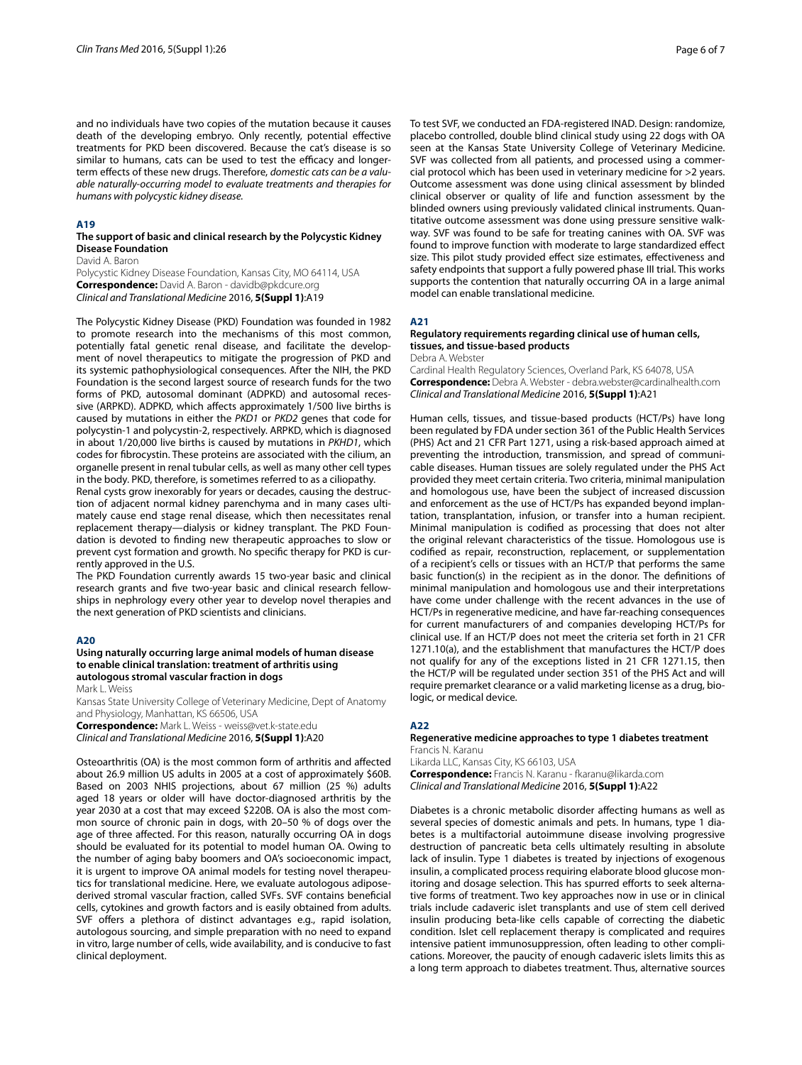and no individuals have two copies of the mutation because it causes death of the developing embryo. Only recently, potential effective treatments for PKD been discovered. Because the cat's disease is so similar to humans, cats can be used to test the efficacy and longer-term effects of these new drugs. Therefore, *domestic cats can be a valuable naturally-occurring model to evaluate treatments and therapies for humans with polycystic kidney disease.*

## A19

### The support of basic and clinical research by the Polycystic Kidney Disease Foundation

David A. Baron

Polycystic Kidney Disease Foundation, Kansas City, MO 64114, USA

**Correspondence:** David A. Baron - davidb@pkdcure.org

*Clinical and Translational Medicine* 2016, **5(Suppl 1)**:A19

The Polycystic Kidney Disease (PKD) Foundation was founded in 1982 to promote research into the mechanisms of this most common, potentially fatal genetic renal disease, and facilitate the development of novel therapeutics to mitigate the progression of PKD and its systemic pathophysiological consequences. After the NIH, the PKD Foundation is the second largest source of research funds for the two forms of PKD, autosomal dominant (ADPKD) and autosomal recessive (ARPKD). ADPKD, which affects approximately 1/500 live births is caused by mutations in either the *PKD1* or *PKD2* genes that code for polycystin-1 and polycystin-2, respectively. ARPKD, which is diagnosed in about 1/20,000 live births is caused by mutations in *PKHD1*, which codes for fibrocystin. These proteins are associated with the cilium, an organelle present in renal tubular cells, as well as many other cell types in the body. PKD, therefore, is sometimes referred to as a ciliopathy.

Renal cysts grow inexorably for years or decades, causing the destruction of adjacent normal kidney parenchyma and in many cases ultimately cause end stage renal disease, which then necessitates renal replacement therapy—dialysis or kidney transplant. The PKD Foundation is devoted to finding new therapeutic approaches to slow or prevent cyst formation and growth. No specific therapy for PKD is currently approved in the U.S.

The PKD Foundation currently awards 15 two-year basic and clinical research grants and five two-year basic and clinical research fellowships in nephrology every other year to develop novel therapies and the next generation of PKD scientists and clinicians.

## A20

### Using naturally occurring large animal models of human disease to enable clinical translation: treatment of arthritis using autologous stromal vascular fraction in dogs

Mark L. Weiss

Kansas State University College of Veterinary Medicine, Dept of Anatomy and Physiology, Manhattan, KS 66506, USA

**Correspondence:** Mark L. Weiss - weiss@vet.k-state.edu

*Clinical and Translational Medicine* 2016, **5(Suppl 1)**:A20

Osteoarthritis (OA) is the most common form of arthritis and affected about 26.9 million US adults in 2005 at a cost of approximately $60B. Based on 2003 NHIS projections, about 67 million (25 %) adults aged 18 years or older will have doctor-diagnosed arthritis by the year 2030 at a cost that may exceed $220B. OA is also the most common source of chronic pain in dogs, with 20–50 % of dogs over the age of three affected. For this reason, naturally occurring OA in dogs should be evaluated for its potential to model human OA. Owing to the number of aging baby boomers and OA's socioeconomic impact, it is urgent to improve OA animal models for testing novel therapeutics for translational medicine. Here, we evaluate autologous adipose-derived stromal vascular fraction, called SVFs. SVF contains beneficial cells, cytokines and growth factors and is easily obtained from adults. SVF offers a plethora of distinct advantages e.g., rapid isolation, autologous sourcing, and simple preparation with no need to expand in vitro, large number of cells, wide availability, and is conducive to fast clinical deployment.

To test SVF, we conducted an FDA-registered INAD. Design: randomize, placebo controlled, double blind clinical study using 22 dogs with OA seen at the Kansas State University College of Veterinary Medicine. SVF was collected from all patients, and processed using a commercial protocol which has been used in veterinary medicine for >2 years. Outcome assessment was done using clinical assessment by blinded clinical observer or quality of life and function assessment by the blinded owners using previously validated clinical instruments. Quantitative outcome assessment was done using pressure sensitive walkway. SVF was found to be safe for treating canines with OA. SVF was found to improve function with moderate to large standardized effect size. This pilot study provided effect size estimates, effectiveness and safety endpoints that support a fully powered phase III trial. This works supports the contention that naturally occurring OA in a large animal model can enable translational medicine.

## A21

### Regulatory requirements regarding clinical use of human cells, tissues, and tissue-based products

Debra A. Webster

Cardinal Health Regulatory Sciences, Overland Park, KS 64078, USA

**Correspondence:** Debra A. Webster - debra.webster@cardinalhealth.com

*Clinical and Translational Medicine* 2016, **5(Suppl 1)**:A21

Human cells, tissues, and tissue-based products (HCT/Ps) have long been regulated by FDA under section 361 of the Public Health Services (PHS) Act and 21 CFR Part 1271, using a risk-based approach aimed at preventing the introduction, transmission, and spread of communicable diseases. Human tissues are solely regulated under the PHS Act provided they meet certain criteria. Two criteria, minimal manipulation and homologous use, have been the subject of increased discussion and enforcement as the use of HCT/Ps has expanded beyond implantation, transplantation, infusion, or transfer into a human recipient. Minimal manipulation is codified as processing that does not alter the original relevant characteristics of the tissue. Homologous use is codified as repair, reconstruction, replacement, or supplementation of a recipient's cells or tissues with an HCT/P that performs the same basic function(s) in the recipient as in the donor. The definitions of minimal manipulation and homologous use and their interpretations have come under challenge with the recent advances in the use of HCT/Ps in regenerative medicine, and have far-reaching consequences for current manufacturers of and companies developing HCT/Ps for clinical use. If an HCT/P does not meet the criteria set forth in 21 CFR 1271.10(a), and the establishment that manufactures the HCT/P does not qualify for any of the exceptions listed in 21 CFR 1271.15, then the HCT/P will be regulated under section 351 of the PHS Act and will require premarket clearance or a valid marketing license as a drug, biologic, or medical device.

## A22

### Regenerative medicine approaches to type 1 diabetes treatment

Francis N. Karanu

Likarda LLC, Kansas City, KS 66103, USA

**Correspondence:** Francis N. Karanu - fkaranu@likarda.com

*Clinical and Translational Medicine* 2016, **5(Suppl 1)**:A22

Diabetes is a chronic metabolic disorder affecting humans as well as several species of domestic animals and pets. In humans, type 1 diabetes is a multifactorial autoimmune disease involving progressive destruction of pancreatic beta cells ultimately resulting in absolute lack of insulin. Type 1 diabetes is treated by injections of exogenous insulin, a complicated process requiring elaborate blood glucose monitoring and dosage selection. This has spurred efforts to seek alternative forms of treatment. Two key approaches now in use or in clinical trials include cadaveric islet transplants and use of stem cell derived insulin producing beta-like cells capable of correcting the diabetic condition. Islet cell replacement therapy is complicated and requires intensive patient immunosuppression, often leading to other complications. Moreover, the paucity of enough cadaveric islets limits this as a long term approach to diabetes treatment. Thus, alternative sources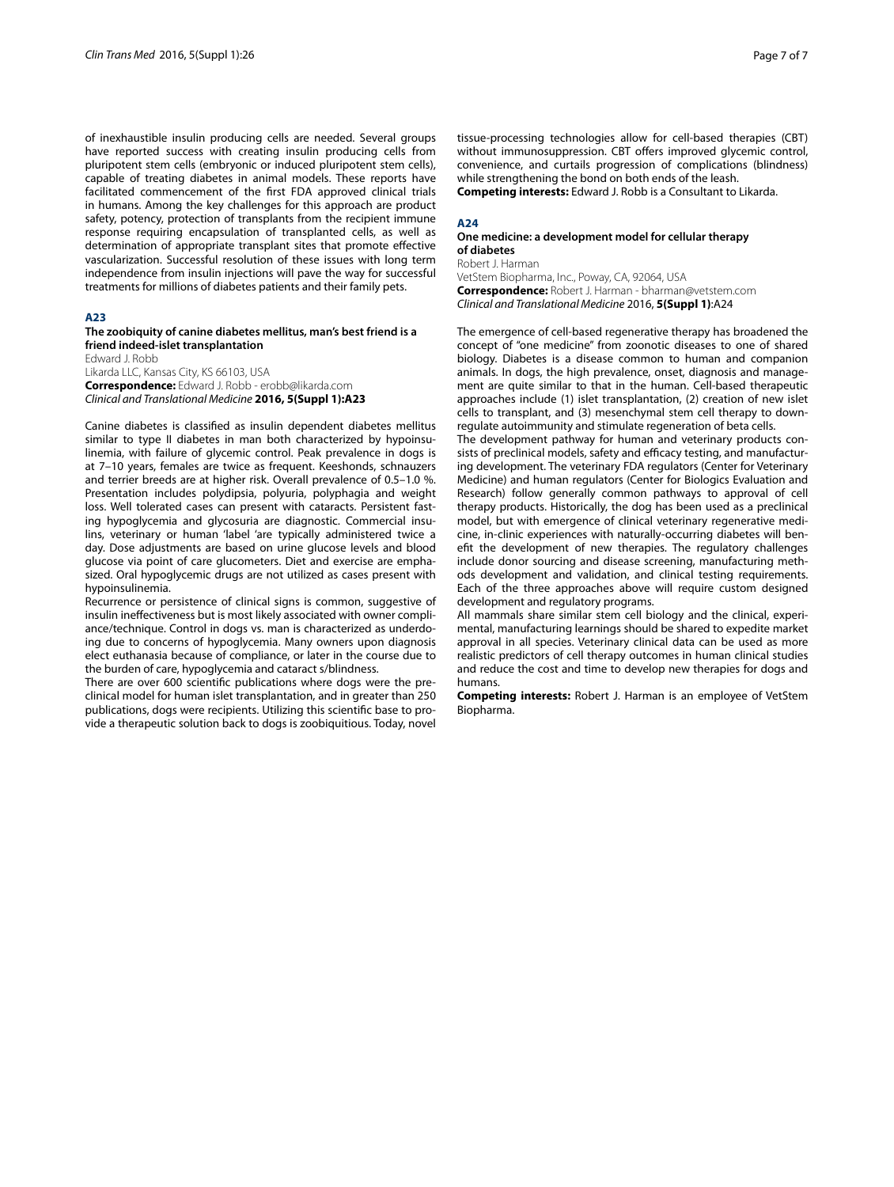of inexhaustible insulin producing cells are needed. Several groups have reported success with creating insulin producing cells from pluripotent stem cells (embryonic or induced pluripotent stem cells), capable of treating diabetes in animal models. These reports have facilitated commencement of the first FDA approved clinical trials in humans. Among the key challenges for this approach are product safety, potency, protection of transplants from the recipient immune response requiring encapsulation of transplanted cells, as well as determination of appropriate transplant sites that promote effective vascularization. Successful resolution of these issues with long term independence from insulin injections will pave the way for successful treatments for millions of diabetes patients and their family pets.

## A23

### The zoobiquity of canine diabetes mellitus, man's best friend is a friend indeed-islet transplantation

Edward J. Robb

Likarda LLC, Kansas City, KS 66103, USA

**Correspondence:** Edward J. Robb - erobb@likarda.com

*Clinical and Translational Medicine* **2016, 5(Suppl 1):A23**

Canine diabetes is classified as insulin dependent diabetes mellitus similar to type II diabetes in man both characterized by hypoinsulinemia, with failure of glycemic control. Peak prevalence in dogs is at 7–10 years, females are twice as frequent. Keeshonds, schnauzers and terrier breeds are at higher risk. Overall prevalence of 0.5–1.0 %. Presentation includes polydipsia, polyuria, polyphagia and weight loss. Well tolerated cases can present with cataracts. Persistent fasting hypoglycemia and glycosuria are diagnostic. Commercial insulins, veterinary or human 'label 'are typically administered twice a day. Dose adjustments are based on urine glucose levels and blood glucose via point of care glucometers. Diet and exercise are emphasized. Oral hypoglycemic drugs are not utilized as cases present with hypoinsulinemia.

Recurrence or persistence of clinical signs is common, suggestive of insulin ineffectiveness but is most likely associated with owner compliance/technique. Control in dogs vs. man is characterized as underdoing due to concerns of hypoglycemia. Many owners upon diagnosis elect euthanasia because of compliance, or later in the course due to the burden of care, hypoglycemia and cataract s/blindness.

There are over 600 scientific publications where dogs were the preclinical model for human islet transplantation, and in greater than 250 publications, dogs were recipients. Utilizing this scientific base to provide a therapeutic solution back to dogs is zoobiquitious. Today, novel tissue-processing technologies allow for cell-based therapies (CBT) without immunosuppression. CBT offers improved glycemic control, convenience, and curtails progression of complications (blindness) while strengthening the bond on both ends of the leash.

**Competing interests:** Edward J. Robb is a Consultant to Likarda.

## A24

### One medicine: a development model for cellular therapy of diabetes

Robert J. Harman

VetStem Biopharma, Inc., Poway, CA, 92064, USA

**Correspondence:** Robert J. Harman - bharman@vetstem.com

*Clinical and Translational Medicine* 2016, **5(Suppl 1)**:A24

The emergence of cell-based regenerative therapy has broadened the concept of "one medicine" from zoonotic diseases to one of shared biology. Diabetes is a disease common to human and companion animals. In dogs, the high prevalence, onset, diagnosis and management are quite similar to that in the human. Cell-based therapeutic approaches include (1) islet transplantation, (2) creation of new islet cells to transplant, and (3) mesenchymal stem cell therapy to downregulate autoimmunity and stimulate regeneration of beta cells.

The development pathway for human and veterinary products consists of preclinical models, safety and efficacy testing, and manufacturing development. The veterinary FDA regulators (Center for Veterinary Medicine) and human regulators (Center for Biologics Evaluation and Research) follow generally common pathways to approval of cell therapy products. Historically, the dog has been used as a preclinical model, but with emergence of clinical veterinary regenerative medicine, in-clinic experiences with naturally-occurring diabetes will benefit the development of new therapies. The regulatory challenges include donor sourcing and disease screening, manufacturing methods development and validation, and clinical testing requirements. Each of the three approaches above will require custom designed development and regulatory programs.

All mammals share similar stem cell biology and the clinical, experimental, manufacturing learnings should be shared to expedite market approval in all species. Veterinary clinical data can be used as more realistic predictors of cell therapy outcomes in human clinical studies and reduce the cost and time to develop new therapies for dogs and humans.

**Competing interests:** Robert J. Harman is an employee of VetStem Biopharma.